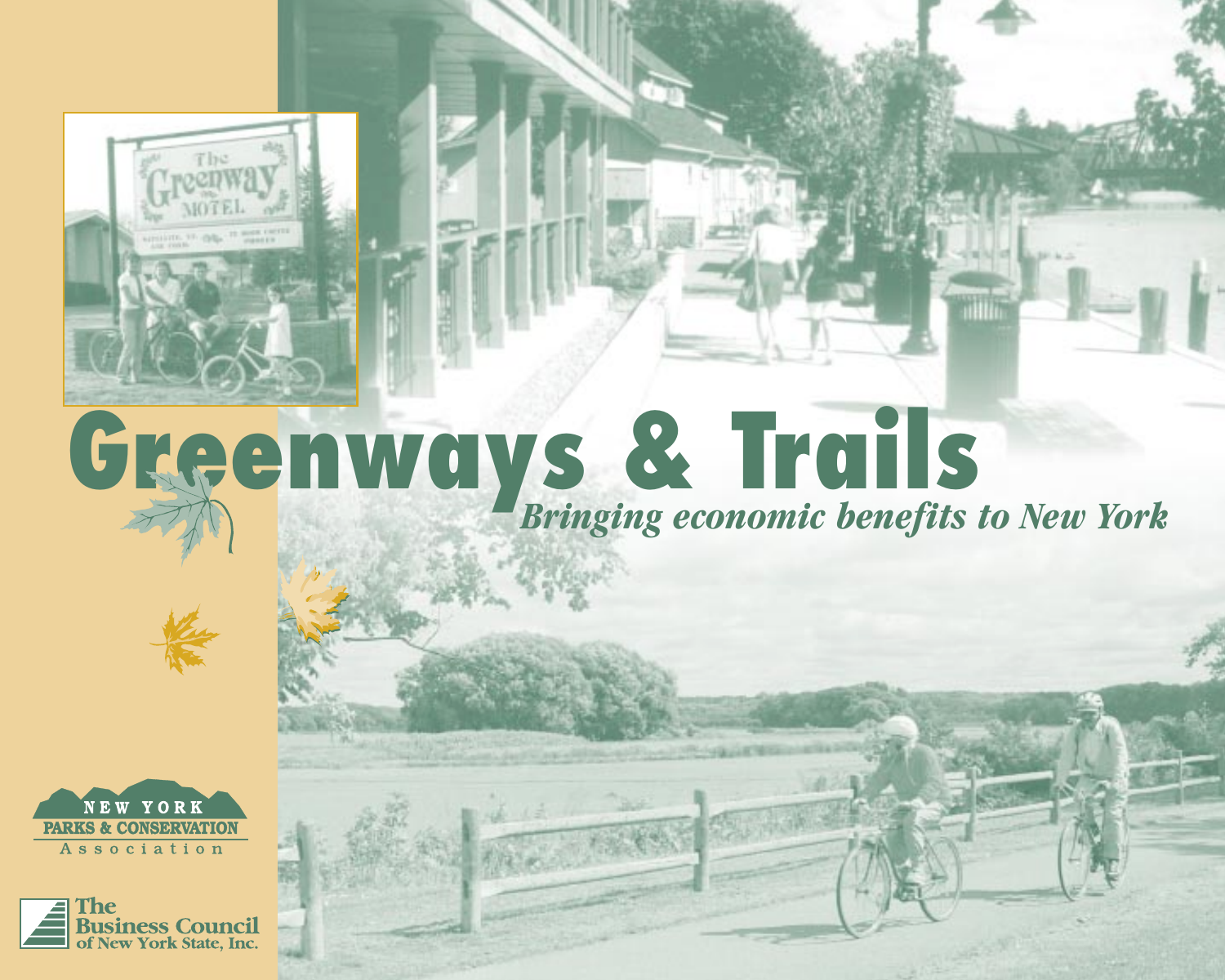# Greenways & Trails

*Bringing economic benefits to New York*

NEW YORK PARKS & CONSERVATION Association

The Business Council of New York State, Inc.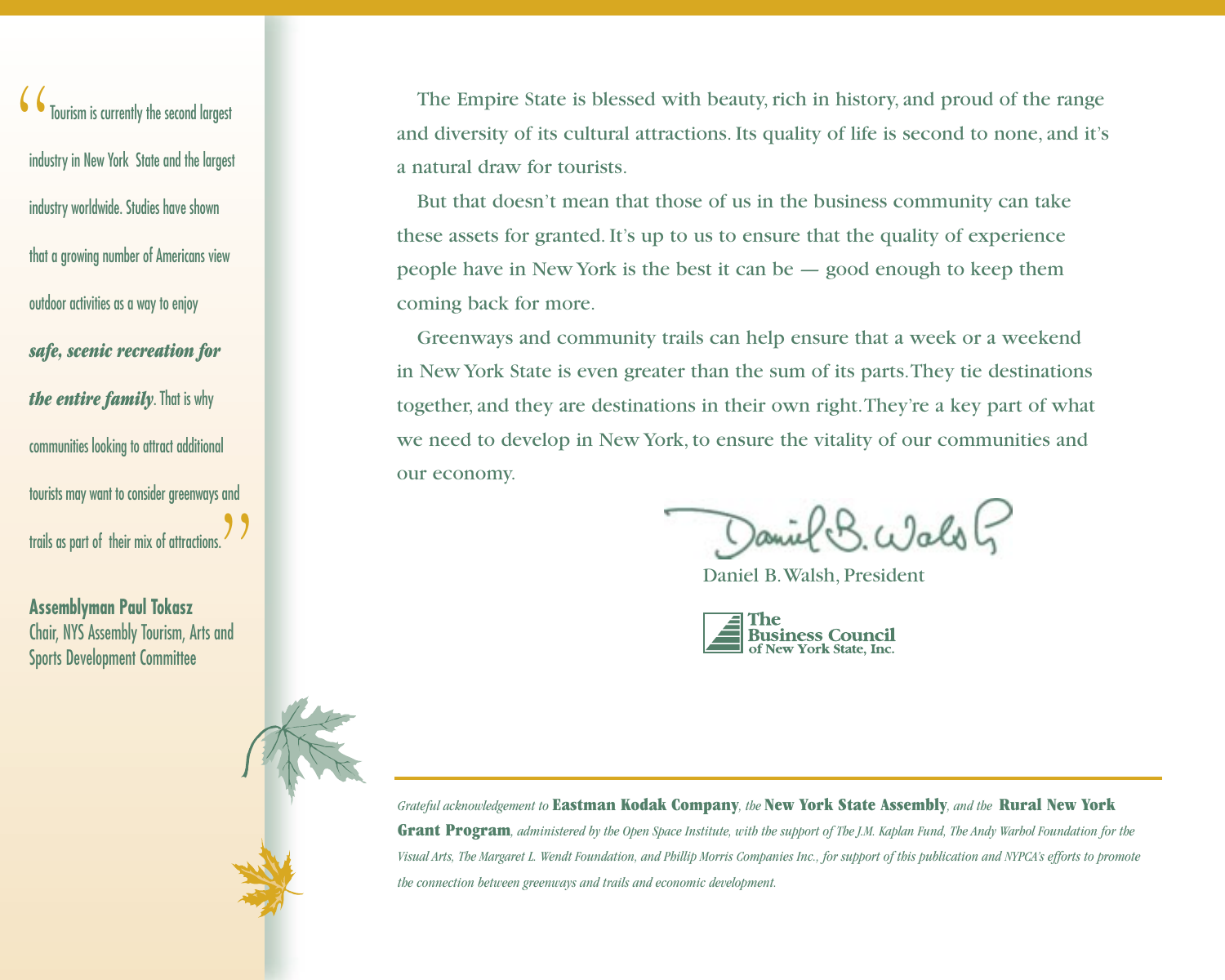> "Tourism is currently the second largest industry in New York State and the largest industry worldwide. Studies have shown that a growing number of Americans view outdoor activities as a way to enjoy ***safe, scenic recreation for the entire family***. That is why communities looking to attract additional tourists may want to consider greenways and trails as part of their mix of attractions."
>
> **Assemblyman Paul Tokasz**
> Chair, NYS Assembly Tourism, Arts and Sports Development Committee

The Empire State is blessed with beauty, rich in history, and proud of the range and diversity of its cultural attractions. Its quality of life is second to none, and it's a natural draw for tourists.

But that doesn't mean that those of us in the business community can take these assets for granted. It's up to us to ensure that the quality of experience people have in New York is the best it can be — good enough to keep them coming back for more.

Greenways and community trails can help ensure that a week or a weekend in New York State is even greater than the sum of its parts. They tie destinations together, and they are destinations in their own right. They're a key part of what we need to develop in New York, to ensure the vitality of our communities and our economy.

Daniel B. Walsh

Daniel B. Walsh, President

**The Business Council of New York State, Inc.**

---

*Grateful acknowledgement to* **Eastman Kodak Company**, *the* **New York State Assembly**, *and the* **Rural New York Grant Program**, *administered by the Open Space Institute, with the support of The J.M. Kaplan Fund, The Andy Warhol Foundation for the Visual Arts, The Margaret L. Wendt Foundation, and Phillip Morris Companies Inc., for support of this publication and NYPCA's efforts to promote the connection between greenways and trails and economic development.*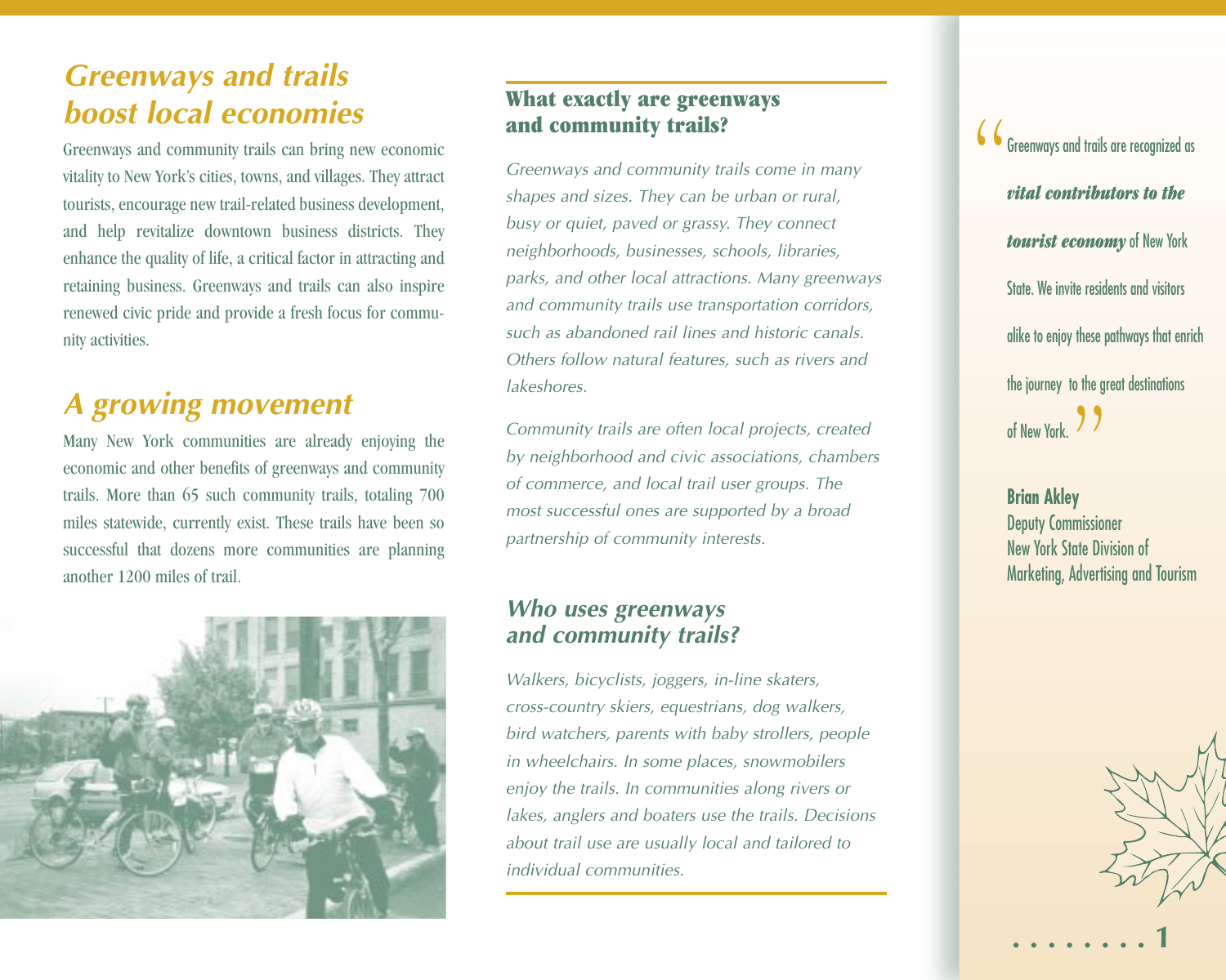## Greenways and trails boost local economies

Greenways and community trails can bring new economic vitality to New York's cities, towns, and villages. They attract tourists, encourage new trail-related business development, and help revitalize downtown business districts. They enhance the quality of life, a critical factor in attracting and retaining business. Greenways and trails can also inspire renewed civic pride and provide a fresh focus for community activities.

## A growing movement

Many New York communities are already enjoying the economic and other benefits of greenways and community trails. More than 65 such community trails, totaling 700 miles statewide, currently exist. These trails have been so successful that dozens more communities are planning another 1200 miles of trail.

### What exactly are greenways and community trails?

*Greenways and community trails come in many shapes and sizes. They can be urban or rural, busy or quiet, paved or grassy. They connect neighborhoods, businesses, schools, libraries, parks, and other local attractions. Many greenways and community trails use transportation corridors, such as abandoned rail lines and historic canals. Others follow natural features, such as rivers and lakeshores.*

*Community trails are often local projects, created by neighborhood and civic associations, chambers of commerce, and local trail user groups. The most successful ones are supported by a broad partnership of community interests.*

### Who uses greenways and community trails?

*Walkers, bicyclists, joggers, in-line skaters, cross-country skiers, equestrians, dog walkers, bird watchers, parents with baby strollers, people in wheelchairs. In some places, snowmobilers enjoy the trails. In communities along rivers or lakes, anglers and boaters use the trails. Decisions about trail use are usually local and tailored to individual communities.*

> "Greenways and trails are recognized as ***vital contributors to the tourist economy*** of New York State. We invite residents and visitors alike to enjoy these pathways that enrich the journey to the great destinations of New York."
>
> **Brian Akley**
> Deputy Commissioner
> New York State Division of Marketing, Advertising and Tourism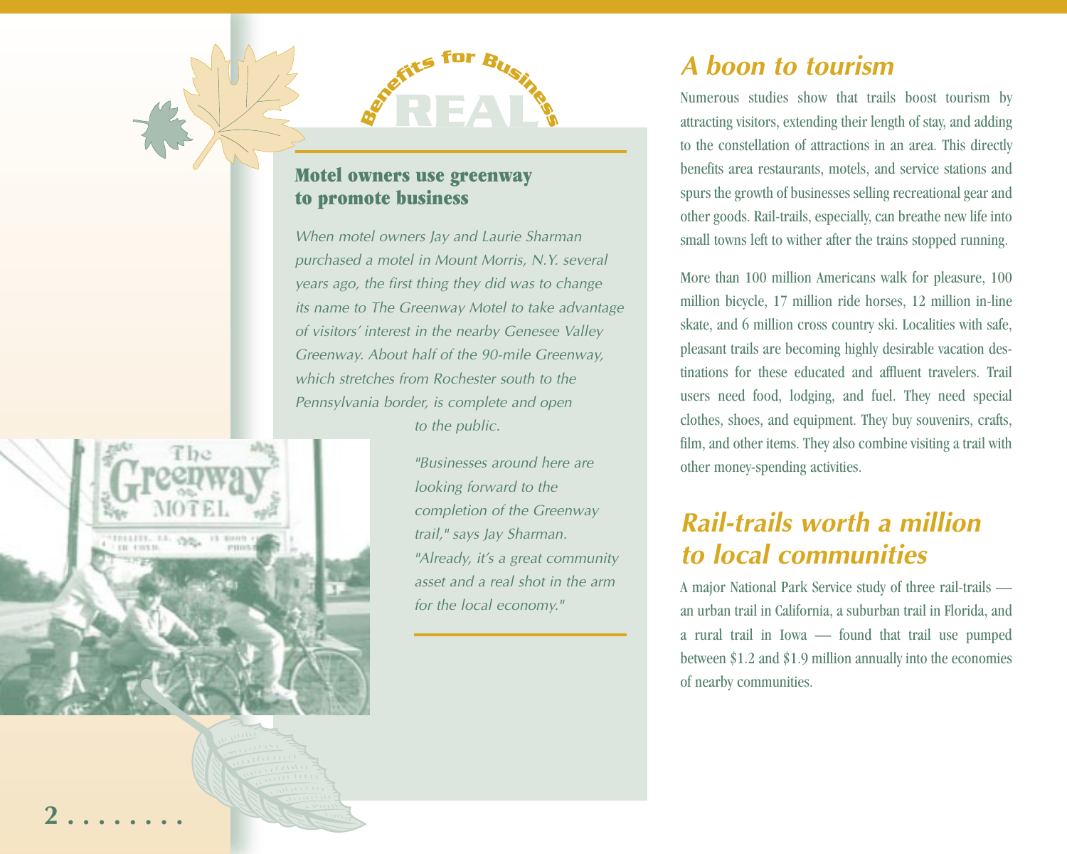## Benefits for Business REAL

### Motel owners use greenway to promote business

*When motel owners Jay and Laurie Sharman purchased a motel in Mount Morris, N.Y. several years ago, the first thing they did was to change its name to The Greenway Motel to take advantage of visitors' interest in the nearby Genesee Valley Greenway. About half of the 90-mile Greenway, which stretches from Rochester south to the Pennsylvania border, is complete and open to the public.*

*"Businesses around here are looking forward to the completion of the Greenway trail," says Jay Sharman. "Already, it's a great community asset and a real shot in the arm for the local economy."*

## A boon to tourism

Numerous studies show that trails boost tourism by attracting visitors, extending their length of stay, and adding to the constellation of attractions in an area. This directly benefits area restaurants, motels, and service stations and spurs the growth of businesses selling recreational gear and other goods. Rail-trails, especially, can breathe new life into small towns left to wither after the trains stopped running.

More than 100 million Americans walk for pleasure, 100 million bicycle, 17 million ride horses, 12 million in-line skate, and 6 million cross country ski. Localities with safe, pleasant trails are becoming highly desirable vacation destinations for these educated and affluent travelers. Trail users need food, lodging, and fuel. They need special clothes, shoes, and equipment. They buy souvenirs, crafts, film, and other items. They also combine visiting a trail with other money-spending activities.

## Rail-trails worth a million to local communities

A major National Park Service study of three rail-trails — an urban trail in California, a suburban trail in Florida, and a rural trail in Iowa — found that trail use pumped between $1.2 and $1.9 million annually into the economies of nearby communities.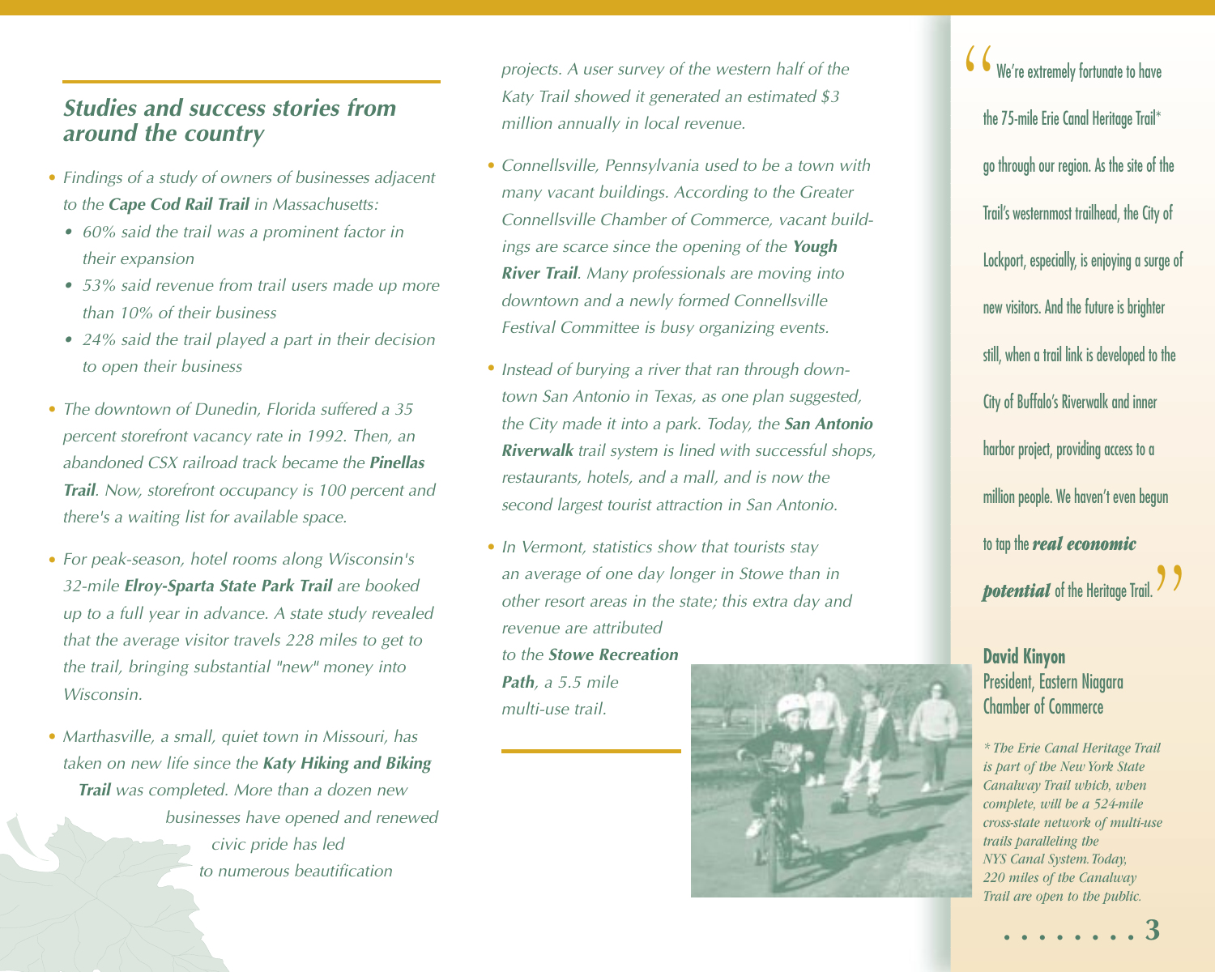## *Studies and success stories from around the country*

- *Findings of a study of owners of businesses adjacent to the **Cape Cod Rail Trail** in Massachusetts:*
  - *60% said the trail was a prominent factor in their expansion*
  - *53% said revenue from trail users made up more than 10% of their business*
  - *24% said the trail played a part in their decision to open their business*
- *The downtown of Dunedin, Florida suffered a 35 percent storefront vacancy rate in 1992. Then, an abandoned CSX railroad track became the **Pinellas Trail**. Now, storefront occupancy is 100 percent and there's a waiting list for available space.*
- *For peak-season, hotel rooms along Wisconsin's 32-mile **Elroy-Sparta State Park Trail** are booked up to a full year in advance. A state study revealed that the average visitor travels 228 miles to get to the trail, bringing substantial "new" money into Wisconsin.*
- *Marthasville, a small, quiet town in Missouri, has taken on new life since the **Katy Hiking and Biking Trail** was completed. More than a dozen new businesses have opened and renewed civic pride has led to numerous beautification projects. A user survey of the western half of the Katy Trail showed it generated an estimated $3 million annually in local revenue.*
- *Connellsville, Pennsylvania used to be a town with many vacant buildings. According to the Greater Connellsville Chamber of Commerce, vacant buildings are scarce since the opening of the **Yough River Trail**. Many professionals are moving into downtown and a newly formed Connellsville Festival Committee is busy organizing events.*
- *Instead of burying a river that ran through downtown San Antonio in Texas, as one plan suggested, the City made it into a park. Today, the **San Antonio Riverwalk** trail system is lined with successful shops, restaurants, hotels, and a mall, and is now the second largest tourist attraction in San Antonio.*
- *In Vermont, statistics show that tourists stay an average of one day longer in Stowe than in other resort areas in the state; this extra day and revenue are attributed to the **Stowe Recreation Path**, a 5.5 mile multi-use trail.*

> "We're extremely fortunate to have the 75-mile Erie Canal Heritage Trail* go through our region. As the site of the Trail's westernmost trailhead, the City of Lockport, especially, is enjoying a surge of new visitors. And the future is brighter still, when a trail link is developed to the City of Buffalo's Riverwalk and inner harbor project, providing access to a million people. We haven't even begun to tap the ***real economic potential*** of the Heritage Trail."
>
> **David Kinyon**
> President, Eastern Niagara Chamber of Commerce

*\* The Erie Canal Heritage Trail is part of the New York State Canalway Trail which, when complete, will be a 524-mile cross-state network of multi-use trails paralleling the NYS Canal System. Today, 220 miles of the Canalway Trail are open to the public.*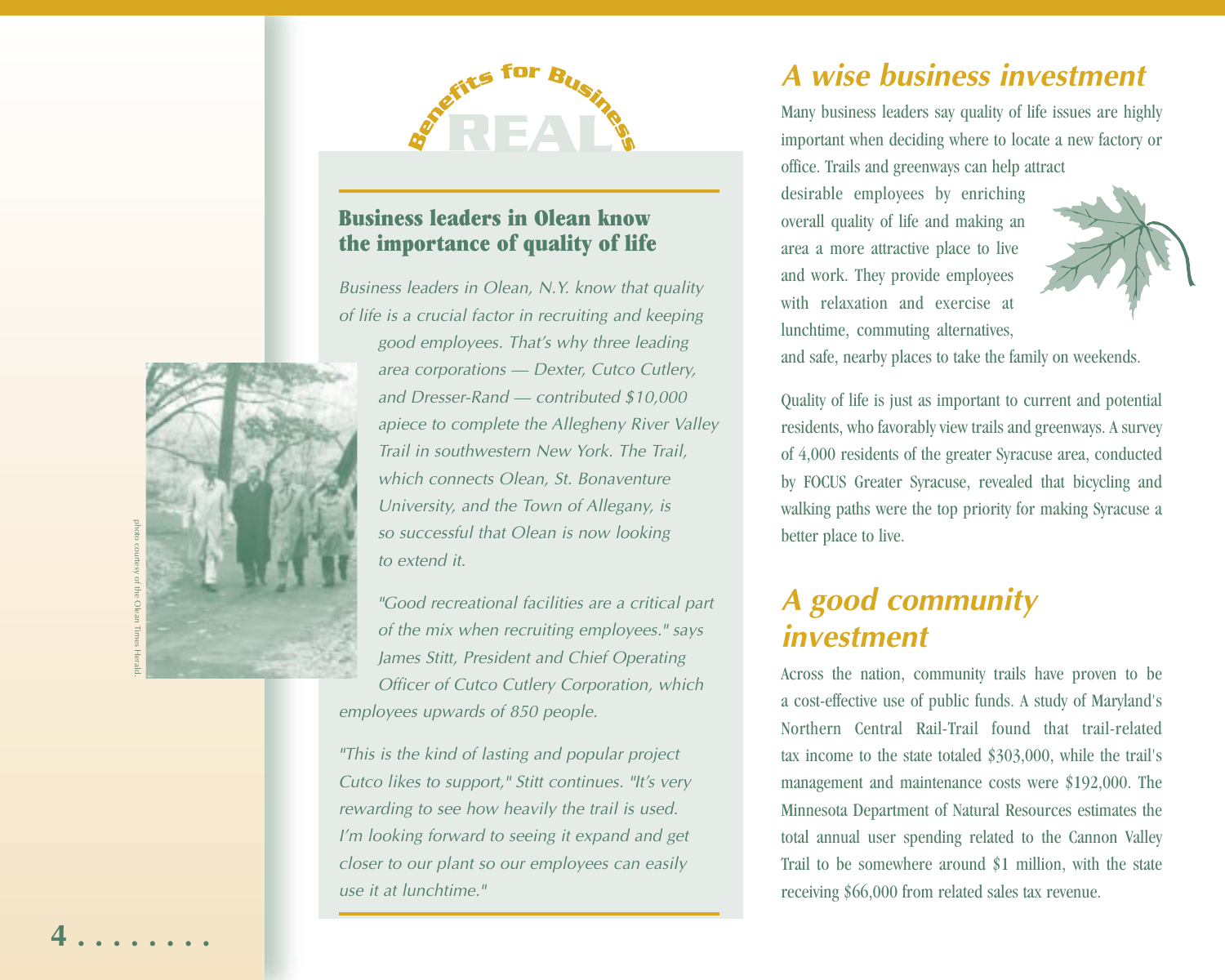## REAL Benefits for Business

### Business leaders in Olean know the importance of quality of life

*Business leaders in Olean, N.Y. know that quality of life is a crucial factor in recruiting and keeping good employees. That's why three leading area corporations — Dexter, Cutco Cutlery, and Dresser-Rand — contributed $10,000 apiece to complete the Allegheny River Valley Trail in southwestern New York. The Trail, which connects Olean, St. Bonaventure University, and the Town of Allegany, is so successful that Olean is now looking to extend it.*

*"Good recreational facilities are a critical part of the mix when recruiting employees." says James Stitt, President and Chief Operating Officer of Cutco Cutlery Corporation, which employees upwards of 850 people.*

*"This is the kind of lasting and popular project Cutco likes to support," Stitt continues. "It's very rewarding to see how heavily the trail is used. I'm looking forward to seeing it expand and get closer to our plant so our employees can easily use it at lunchtime."*

photo courtesy of the Olean Times Herald.

## A wise business investment

Many business leaders say quality of life issues are highly important when deciding where to locate a new factory or office. Trails and greenways can help attract desirable employees by enriching overall quality of life and making an area a more attractive place to live and work. They provide employees with relaxation and exercise at lunchtime, commuting alternatives, and safe, nearby places to take the family on weekends.

Quality of life is just as important to current and potential residents, who favorably view trails and greenways. A survey of 4,000 residents of the greater Syracuse area, conducted by FOCUS Greater Syracuse, revealed that bicycling and walking paths were the top priority for making Syracuse a better place to live.

## A good community investment

Across the nation, community trails have proven to be a cost-effective use of public funds. A study of Maryland's Northern Central Rail-Trail found that trail-related tax income to the state totaled $303,000, while the trail's management and maintenance costs were $192,000. The Minnesota Department of Natural Resources estimates the total annual user spending related to the Cannon Valley Trail to be somewhere around $1 million, with the state receiving $66,000 from related sales tax revenue.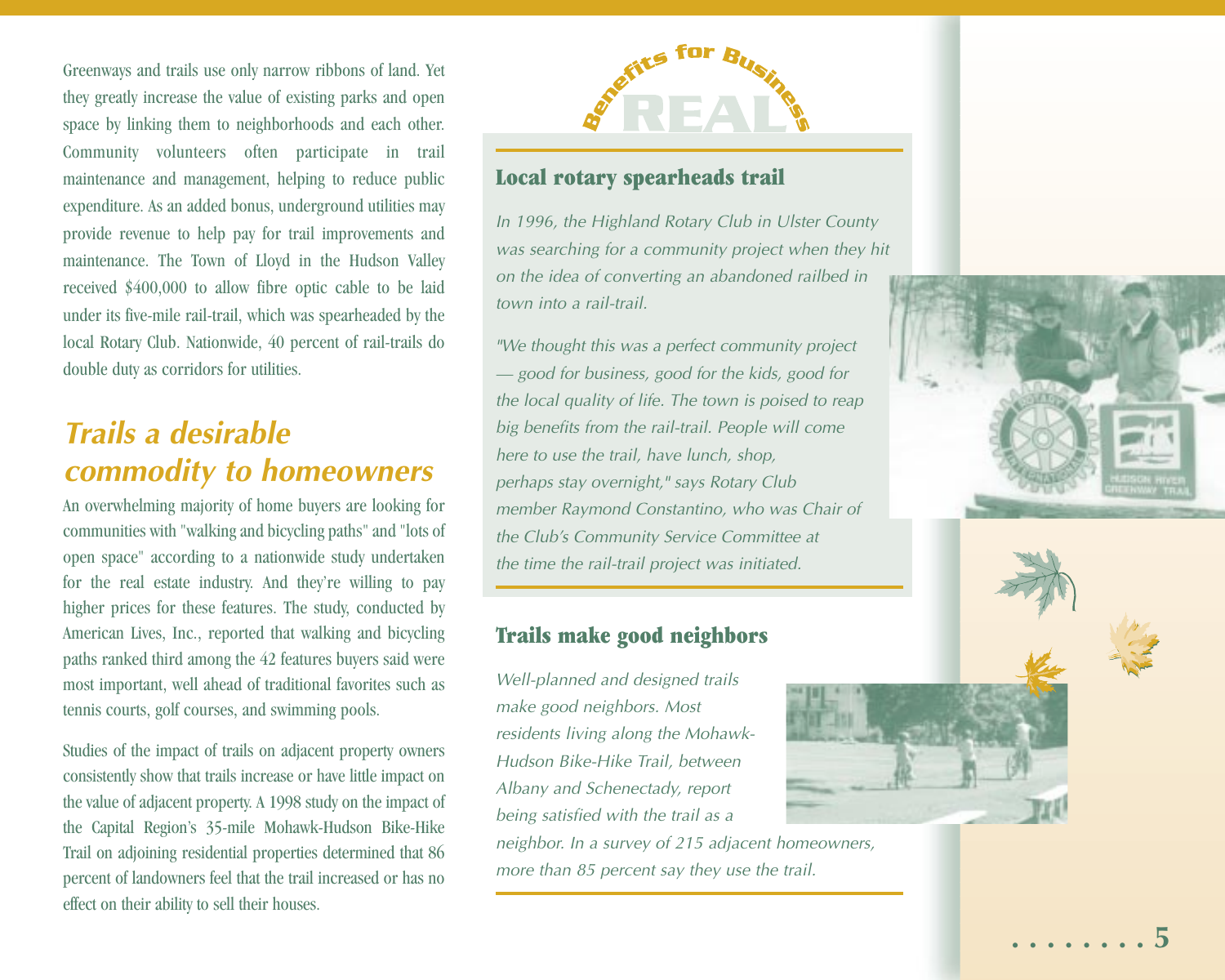Greenways and trails use only narrow ribbons of land. Yet they greatly increase the value of existing parks and open space by linking them to neighborhoods and each other. Community volunteers often participate in trail maintenance and management, helping to reduce public expenditure. As an added bonus, underground utilities may provide revenue to help pay for trail improvements and maintenance. The Town of Lloyd in the Hudson Valley received $400,000 to allow fibre optic cable to be laid under its five-mile rail-trail, which was spearheaded by the local Rotary Club. Nationwide, 40 percent of rail-trails do double duty as corridors for utilities.

## *Trails a desirable commodity to homeowners*

An overwhelming majority of home buyers are looking for communities with "walking and bicycling paths" and "lots of open space" according to a nationwide study undertaken for the real estate industry. And they're willing to pay higher prices for these features. The study, conducted by American Lives, Inc., reported that walking and bicycling paths ranked third among the 42 features buyers said were most important, well ahead of traditional favorites such as tennis courts, golf courses, and swimming pools.

Studies of the impact of trails on adjacent property owners consistently show that trails increase or have little impact on the value of adjacent property. A 1998 study on the impact of the Capital Region's 35-mile Mohawk-Hudson Bike-Hike Trail on adjoining residential properties determined that 86 percent of landowners feel that the trail increased or has no effect on their ability to sell their houses.

## REAL Benefits for Business

### Local rotary spearheads trail

*In 1996, the Highland Rotary Club in Ulster County was searching for a community project when they hit on the idea of converting an abandoned railbed in town into a rail-trail.*

*"We thought this was a perfect community project — good for business, good for the kids, good for the local quality of life. The town is poised to reap big benefits from the rail-trail. People will come here to use the trail, have lunch, shop, perhaps stay overnight," says Rotary Club member Raymond Constantino, who was Chair of the Club's Community Service Committee at the time the rail-trail project was initiated.*

### Trails make good neighbors

*Well-planned and designed trails make good neighbors. Most residents living along the Mohawk-Hudson Bike-Hike Trail, between Albany and Schenectady, report being satisfied with the trail as a neighbor. In a survey of 215 adjacent homeowners, more than 85 percent say they use the trail.*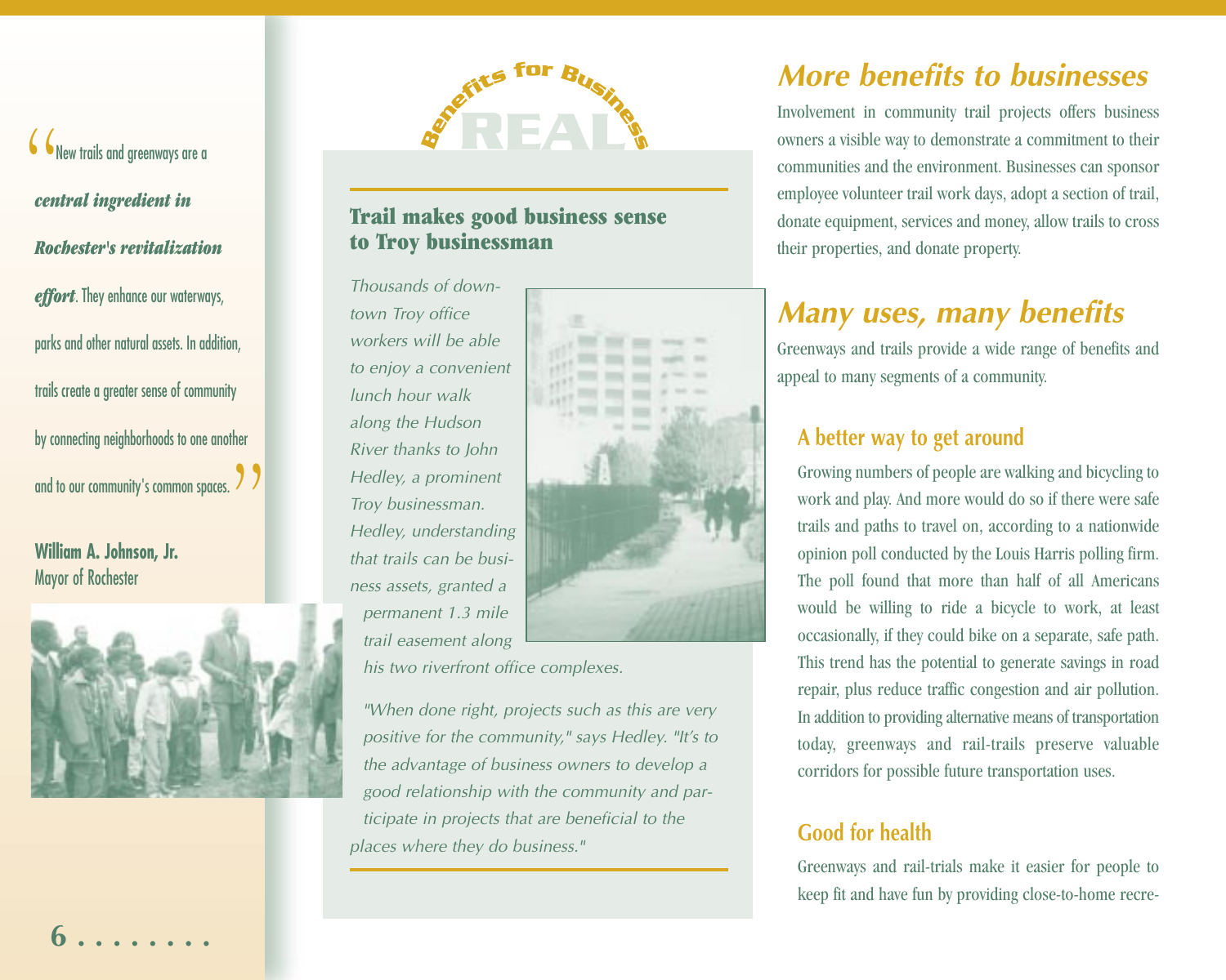"New trails and greenways are a ***central ingredient in Rochester's revitalization effort***. They enhance our waterways, parks and other natural assets. In addition, trails create a greater sense of community by connecting neighborhoods to one another and to our community's common spaces."

**William A. Johnson, Jr.**
Mayor of Rochester

## REAL Benefits for Business

### Trail makes good business sense to Troy businessman

*Thousands of downtown Troy office workers will be able to enjoy a convenient lunch hour walk along the Hudson River thanks to John Hedley, a prominent Troy businessman. Hedley, understanding that trails can be business assets, granted a permanent 1.3 mile trail easement along his two riverfront office complexes.*

*"When done right, projects such as this are very positive for the community," says Hedley. "It's to the advantage of business owners to develop a good relationship with the community and participate in projects that are beneficial to the places where they do business."*

## More benefits to businesses

Involvement in community trail projects offers business owners a visible way to demonstrate a commitment to their communities and the environment. Businesses can sponsor employee volunteer trail work days, adopt a section of trail, donate equipment, services and money, allow trails to cross their properties, and donate property.

## Many uses, many benefits

Greenways and trails provide a wide range of benefits and appeal to many segments of a community.

### A better way to get around

Growing numbers of people are walking and bicycling to work and play. And more would do so if there were safe trails and paths to travel on, according to a nationwide opinion poll conducted by the Louis Harris polling firm. The poll found that more than half of all Americans would be willing to ride a bicycle to work, at least occasionally, if they could bike on a separate, safe path. This trend has the potential to generate savings in road repair, plus reduce traffic congestion and air pollution. In addition to providing alternative means of transportation today, greenways and rail-trails preserve valuable corridors for possible future transportation uses.

### Good for health

Greenways and rail-trials make it easier for people to keep fit and have fun by providing close-to-home recre-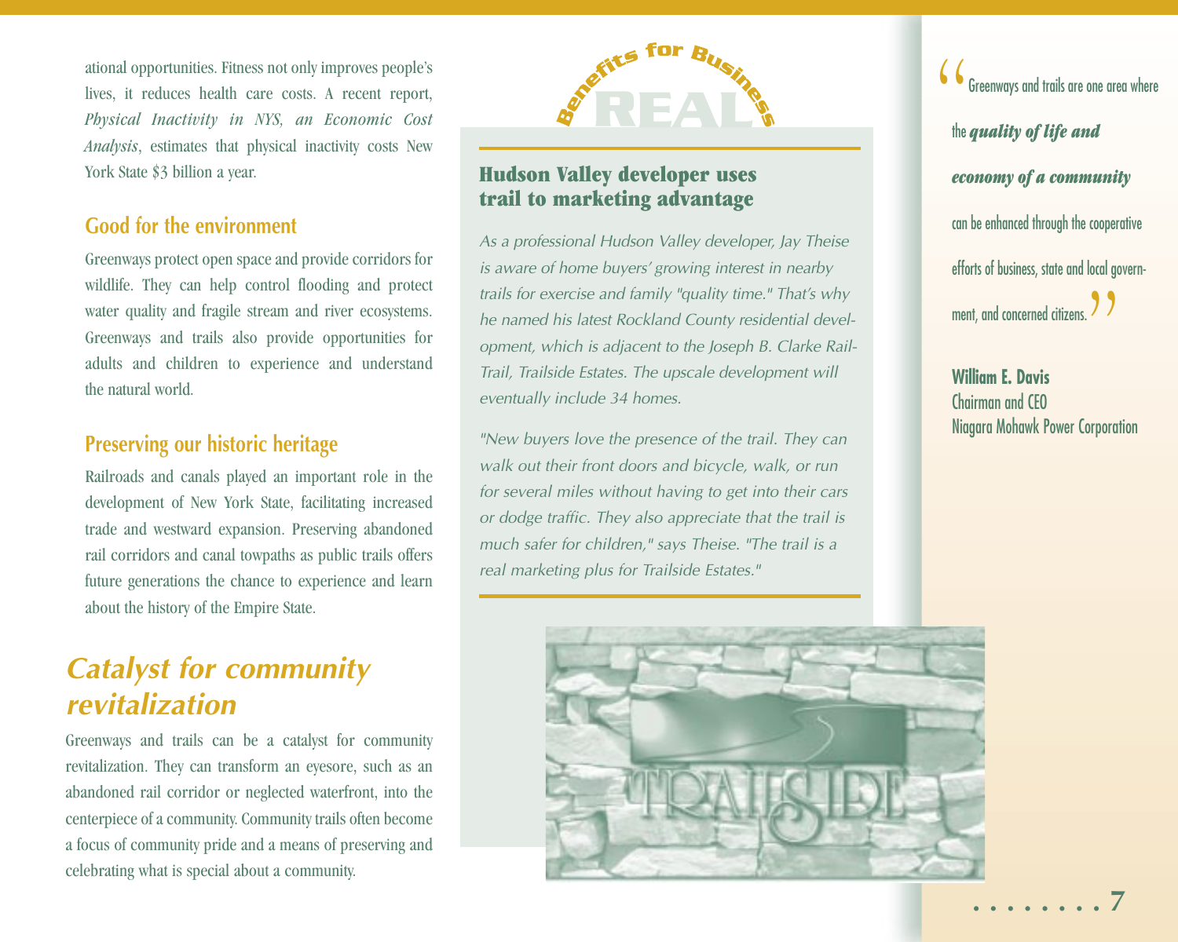ational opportunities. Fitness not only improves people's lives, it reduces health care costs. A recent report, *Physical Inactivity in NYS, an Economic Cost Analysis*, estimates that physical inactivity costs New York State $3 billion a year.

### Good for the environment

Greenways protect open space and provide corridors for wildlife. They can help control flooding and protect water quality and fragile stream and river ecosystems. Greenways and trails also provide opportunities for adults and children to experience and understand the natural world.

### Preserving our historic heritage

Railroads and canals played an important role in the development of New York State, facilitating increased trade and westward expansion. Preserving abandoned rail corridors and canal towpaths as public trails offers future generations the chance to experience and learn about the history of the Empire State.

## *Catalyst for community revitalization*

Greenways and trails can be a catalyst for community revitalization. They can transform an eyesore, such as an abandoned rail corridor or neglected waterfront, into the centerpiece of a community. Community trails often become a focus of community pride and a means of preserving and celebrating what is special about a community.

**REAL Benefits for Business**

### Hudson Valley developer uses trail to marketing advantage

*As a professional Hudson Valley developer, Jay Theise is aware of home buyers' growing interest in nearby trails for exercise and family "quality time." That's why he named his latest Rockland County residential development, which is adjacent to the Joseph B. Clarke Rail-Trail, Trailside Estates. The upscale development will eventually include 34 homes.*

*"New buyers love the presence of the trail. They can walk out their front doors and bicycle, walk, or run for several miles without having to get into their cars or dodge traffic. They also appreciate that the trail is much safer for children," says Theise. "The trail is a real marketing plus for Trailside Estates."*

> "Greenways and trails are one area where the ***quality of life and economy of a community*** can be enhanced through the cooperative efforts of business, state and local government, and concerned citizens."

**William E. Davis**
Chairman and CEO
Niagara Mohawk Power Corporation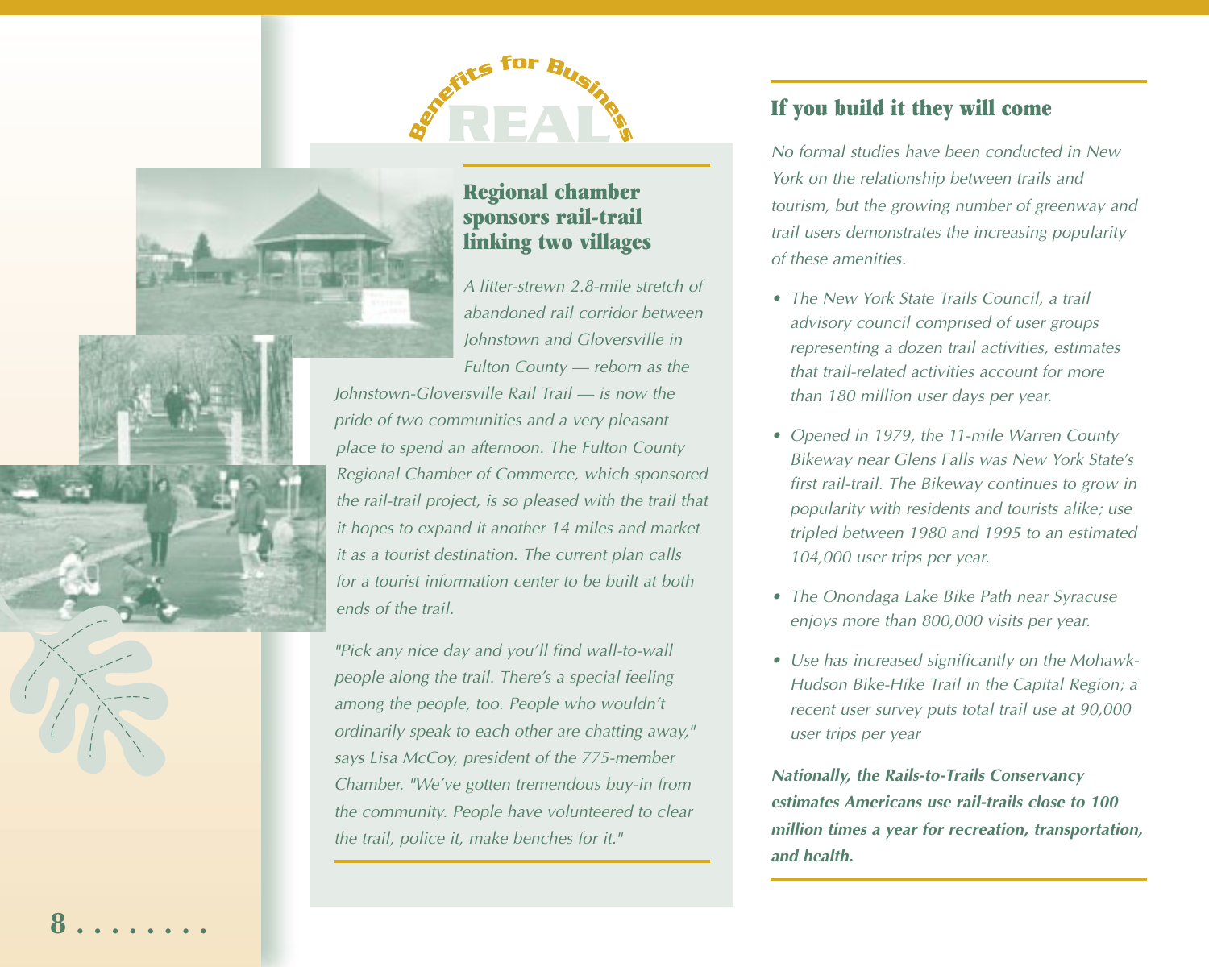## REAL Benefits for Business

### Regional chamber sponsors rail-trail linking two villages

*A litter-strewn 2.8-mile stretch of abandoned rail corridor between Johnstown and Gloversville in Fulton County — reborn as the Johnstown-Gloversville Rail Trail — is now the pride of two communities and a very pleasant place to spend an afternoon. The Fulton County Regional Chamber of Commerce, which sponsored the rail-trail project, is so pleased with the trail that it hopes to expand it another 14 miles and market it as a tourist destination. The current plan calls for a tourist information center to be built at both ends of the trail.*

*"Pick any nice day and you'll find wall-to-wall people along the trail. There's a special feeling among the people, too. People who wouldn't ordinarily speak to each other are chatting away," says Lisa McCoy, president of the 775-member Chamber. "We've gotten tremendous buy-in from the community. People have volunteered to clear the trail, police it, make benches for it."*

### If you build it they will come

*No formal studies have been conducted in New York on the relationship between trails and tourism, but the growing number of greenway and trail users demonstrates the increasing popularity of these amenities.*

- *The New York State Trails Council, a trail advisory council comprised of user groups representing a dozen trail activities, estimates that trail-related activities account for more than 180 million user days per year.*
- *Opened in 1979, the 11-mile Warren County Bikeway near Glens Falls was New York State's first rail-trail. The Bikeway continues to grow in popularity with residents and tourists alike; use tripled between 1980 and 1995 to an estimated 104,000 user trips per year.*
- *The Onondaga Lake Bike Path near Syracuse enjoys more than 800,000 visits per year.*
- *Use has increased significantly on the Mohawk-Hudson Bike-Hike Trail in the Capital Region; a recent user survey puts total trail use at 90,000 user trips per year*

***Nationally, the Rails-to-Trails Conservancy estimates Americans use rail-trails close to 100 million times a year for recreation, transportation, and health.***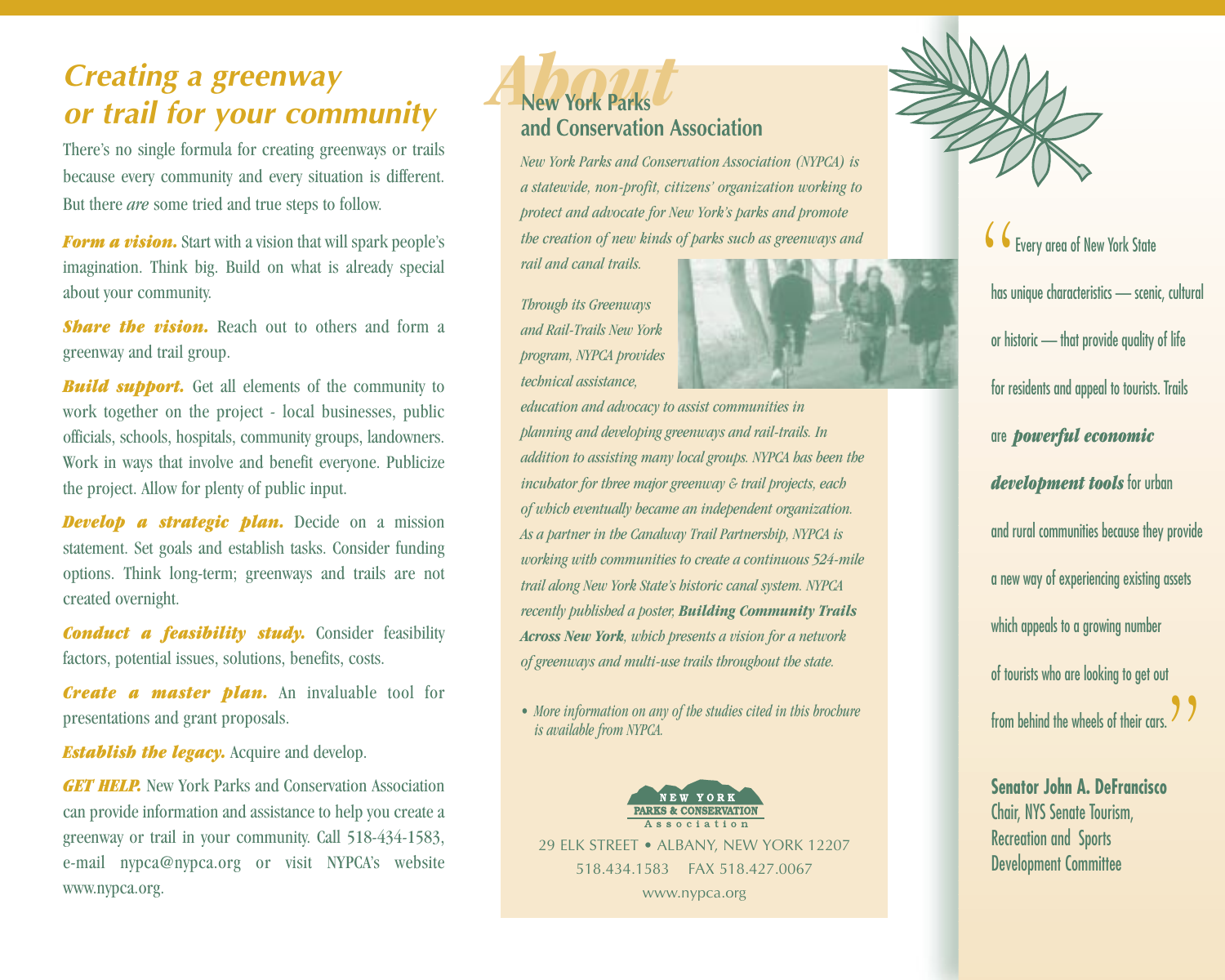## Creating a greenway or trail for your community

There's no single formula for creating greenways or trails because every community and every situation is different. But there *are* some tried and true steps to follow.

***Form a vision.*** Start with a vision that will spark people's imagination. Think big. Build on what is already special about your community.

***Share the vision.*** Reach out to others and form a greenway and trail group.

***Build support.*** Get all elements of the community to work together on the project - local businesses, public officials, schools, hospitals, community groups, landowners. Work in ways that involve and benefit everyone. Publicize the project. Allow for plenty of public input.

***Develop a strategic plan.*** Decide on a mission statement. Set goals and establish tasks. Consider funding options. Think long-term; greenways and trails are not created overnight.

***Conduct a feasibility study.*** Consider feasibility factors, potential issues, solutions, benefits, costs.

***Create a master plan.*** An invaluable tool for presentations and grant proposals.

***Establish the legacy.*** Acquire and develop.

***GET HELP.*** New York Parks and Conservation Association can provide information and assistance to help you create a greenway or trail in your community. Call 518-434-1583, e-mail nypca@nypca.org or visit NYPCA's website www.nypca.org.

## About New York Parks and Conservation Association

*New York Parks and Conservation Association (NYPCA) is a statewide, non-profit, citizens' organization working to protect and advocate for New York's parks and promote the creation of new kinds of parks such as greenways and rail and canal trails.*

*Through its Greenways and Rail-Trails New York program, NYPCA provides technical assistance, education and advocacy to assist communities in planning and developing greenways and rail-trails. In addition to assisting many local groups. NYPCA has been the incubator for three major greenway & trail projects, each of which eventually became an independent organization. As a partner in the Canalway Trail Partnership, NYPCA is working with communities to create a continuous 524-mile trail along New York State's historic canal system. NYPCA recently published a poster,* ***Building Community Trails Across New York****, which presents a vision for a network of greenways and multi-use trails throughout the state.*

- *More information on any of the studies cited in this brochure is available from NYPCA.*

NEW YORK PARKS & CONSERVATION Association

29 ELK STREET • ALBANY, NEW YORK 12207
518.434.1583 FAX 518.427.0067
www.nypca.org

"Every area of New York State has unique characteristics — scenic, cultural or historic — that provide quality of life for residents and appeal to tourists. Trails are ***powerful economic development tools*** for urban and rural communities because they provide a new way of experiencing existing assets which appeals to a growing number of tourists who are looking to get out from behind the wheels of their cars."

**Senator John A. DeFrancisco**
Chair, NYS Senate Tourism, Recreation and Sports Development Committee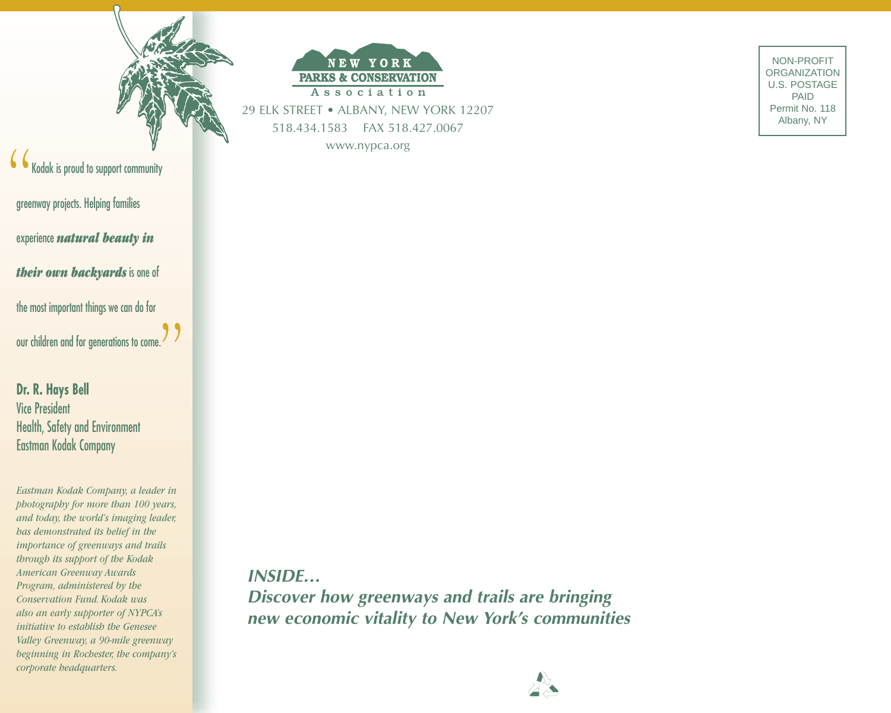NEW YORK PARKS & CONSERVATION Association

29 ELK STREET • ALBANY, NEW YORK 12207
518.434.1583 FAX 518.427.0067
www.nypca.org

NON-PROFIT ORGANIZATION
U.S. POSTAGE PAID
Permit No. 118
Albany, NY

"Kodak is proud to support community greenway projects. Helping families experience ***natural beauty in their own backyards*** is one of the most important things we can do for our children and for generations to come."

**Dr. R. Hays Bell**
Vice President
Health, Safety and Environment
Eastman Kodak Company

*Eastman Kodak Company, a leader in photography for more than 100 years, and today, the world's imaging leader, has demonstrated its belief in the importance of greenways and trails through its support of the Kodak American Greenway Awards Program, administered by the Conservation Fund. Kodak was also an early supporter of NYPCA's initiative to establish the Genesee Valley Greenway, a 90-mile greenway beginning in Rochester, the company's corporate headquarters.*

***INSIDE…***
***Discover how greenways and trails are bringing new economic vitality to New York's communities***